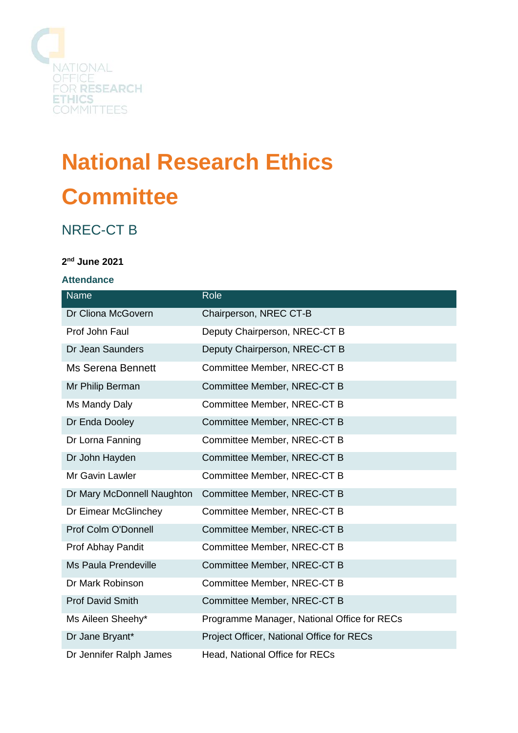NATIONAL OFFICE FOR RESEARCH ETHICS COMMITTEES

# National Research Ethics Committee

## NREC-CT B

**2nd June 2021**

### Attendance

| Name | Role |
|---|---|
| Dr Cliona McGovern | Chairperson, NREC CT-B |
| Prof John Faul | Deputy Chairperson, NREC-CT B |
| Dr Jean Saunders | Deputy Chairperson, NREC-CT B |
| Ms Serena Bennett | Committee Member, NREC-CT B |
| Mr Philip Berman | Committee Member, NREC-CT B |
| Ms Mandy Daly | Committee Member, NREC-CT B |
| Dr Enda Dooley | Committee Member, NREC-CT B |
| Dr Lorna Fanning | Committee Member, NREC-CT B |
| Dr John Hayden | Committee Member, NREC-CT B |
| Mr Gavin Lawler | Committee Member, NREC-CT B |
| Dr Mary McDonnell Naughton | Committee Member, NREC-CT B |
| Dr Eimear McGlinchey | Committee Member, NREC-CT B |
| Prof Colm O'Donnell | Committee Member, NREC-CT B |
| Prof Abhay Pandit | Committee Member, NREC-CT B |
| Ms Paula Prendeville | Committee Member, NREC-CT B |
| Dr Mark Robinson | Committee Member, NREC-CT B |
| Prof David Smith | Committee Member, NREC-CT B |
| Ms Aileen Sheehy* | Programme Manager, National Office for RECs |
| Dr Jane Bryant* | Project Officer, National Office for RECs |
| Dr Jennifer Ralph James | Head, National Office for RECs |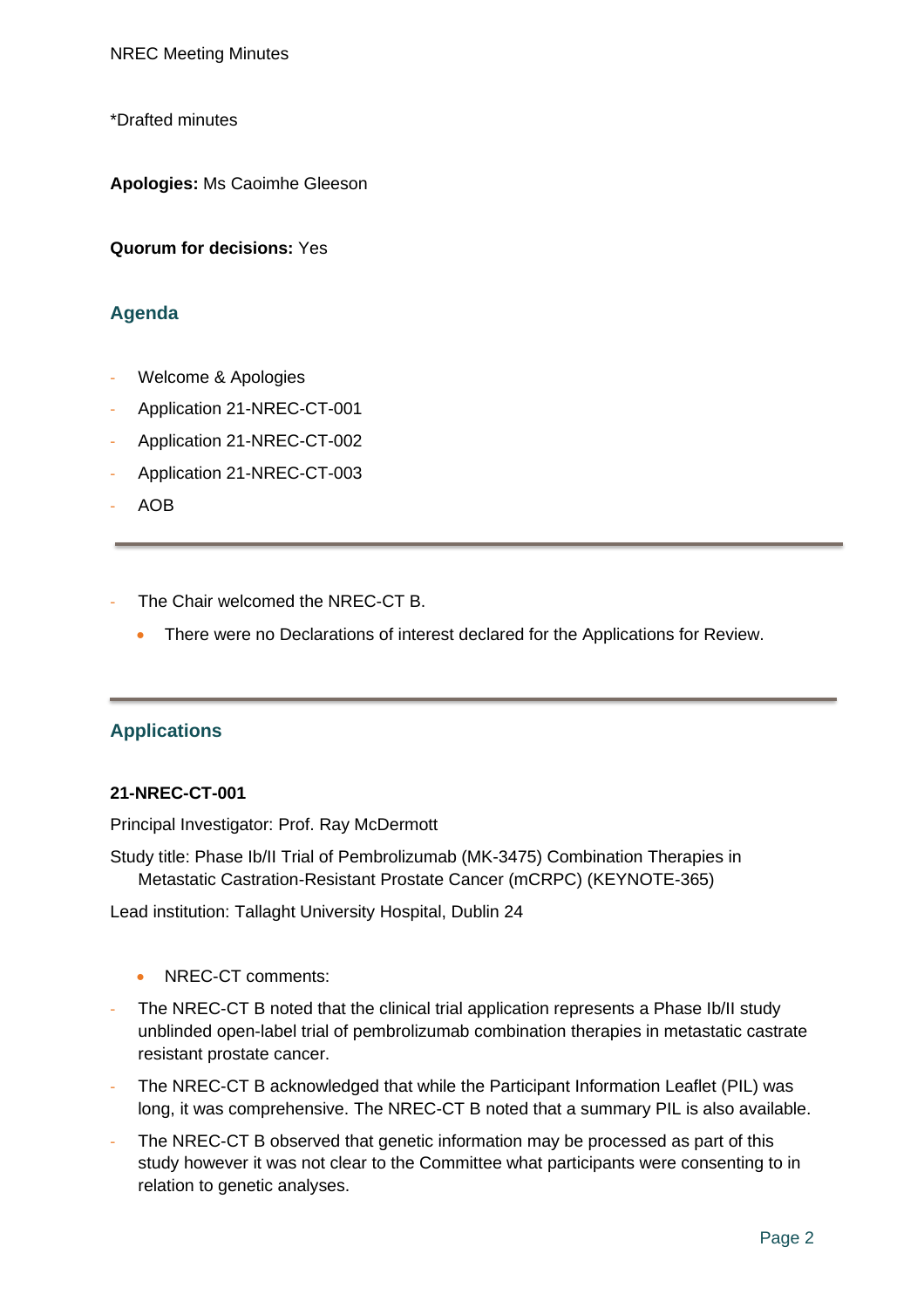NREC Meeting Minutes

*Drafted minutes

**Apologies:** Ms Caoimhe Gleeson

**Quorum for decisions:** Yes

## Agenda

- Welcome & Apologies
- Application 21-NREC-CT-001
- Application 21-NREC-CT-002
- Application 21-NREC-CT-003
- AOB

---

- The Chair welcomed the NREC-CT B.
    - There were no Declarations of interest declared for the Applications for Review.

---

## Applications

**21-NREC-CT-001**

Principal Investigator: Prof. Ray McDermott

Study title: Phase Ib/II Trial of Pembrolizumab (MK-3475) Combination Therapies in Metastatic Castration-Resistant Prostate Cancer (mCRPC) (KEYNOTE-365)

Lead institution: Tallaght University Hospital, Dublin 24

- NREC-CT comments:

- The NREC-CT B noted that the clinical trial application represents a Phase Ib/II study unblinded open-label trial of pembrolizumab combination therapies in metastatic castrate resistant prostate cancer.
- The NREC-CT B acknowledged that while the Participant Information Leaflet (PIL) was long, it was comprehensive. The NREC-CT B noted that a summary PIL is also available.
- The NREC-CT B observed that genetic information may be processed as part of this study however it was not clear to the Committee what participants were consenting to in relation to genetic analyses.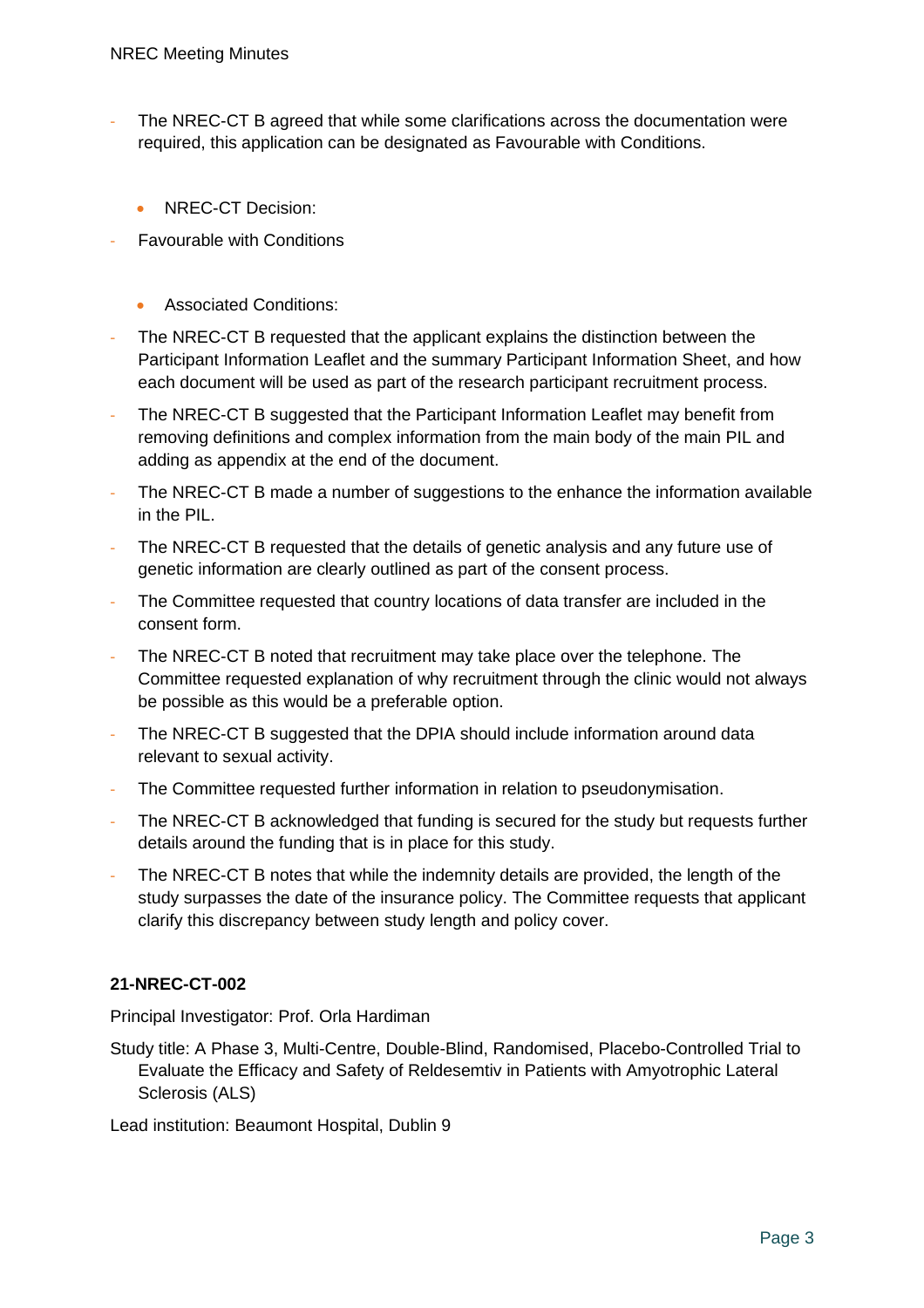- The NREC-CT B agreed that while some clarifications across the documentation were required, this application can be designated as Favourable with Conditions.

  - NREC-CT Decision:

- Favourable with Conditions

  - Associated Conditions:

- The NREC-CT B requested that the applicant explains the distinction between the Participant Information Leaflet and the summary Participant Information Sheet, and how each document will be used as part of the research participant recruitment process.
- The NREC-CT B suggested that the Participant Information Leaflet may benefit from removing definitions and complex information from the main body of the main PIL and adding as appendix at the end of the document.
- The NREC-CT B made a number of suggestions to the enhance the information available in the PIL.
- The NREC-CT B requested that the details of genetic analysis and any future use of genetic information are clearly outlined as part of the consent process.
- The Committee requested that country locations of data transfer are included in the consent form.
- The NREC-CT B noted that recruitment may take place over the telephone. The Committee requested explanation of why recruitment through the clinic would not always be possible as this would be a preferable option.
- The NREC-CT B suggested that the DPIA should include information around data relevant to sexual activity.
- The Committee requested further information in relation to pseudonymisation.
- The NREC-CT B acknowledged that funding is secured for the study but requests further details around the funding that is in place for this study.
- The NREC-CT B notes that while the indemnity details are provided, the length of the study surpasses the date of the insurance policy. The Committee requests that applicant clarify this discrepancy between study length and policy cover.

**21-NREC-CT-002**

Principal Investigator: Prof. Orla Hardiman

Study title: A Phase 3, Multi-Centre, Double-Blind, Randomised, Placebo-Controlled Trial to Evaluate the Efficacy and Safety of Reldesemtiv in Patients with Amyotrophic Lateral Sclerosis (ALS)

Lead institution: Beaumont Hospital, Dublin 9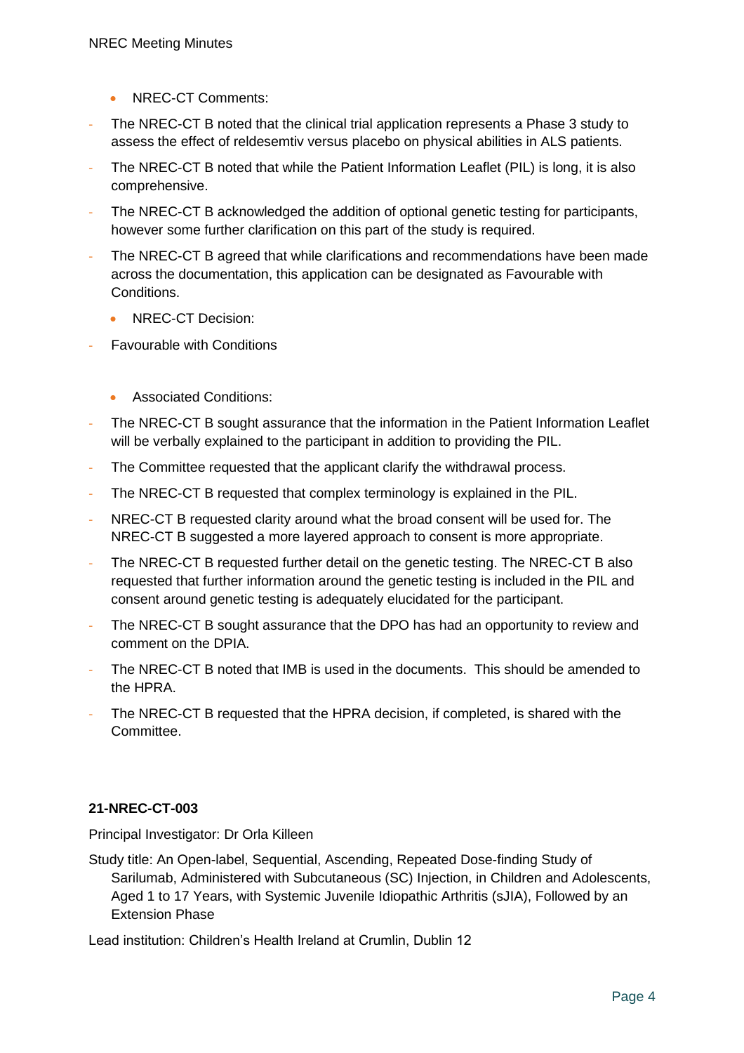- NREC-CT Comments:

- The NREC-CT B noted that the clinical trial application represents a Phase 3 study to assess the effect of reldesemtiv versus placebo on physical abilities in ALS patients.
- The NREC-CT B noted that while the Patient Information Leaflet (PIL) is long, it is also comprehensive.
- The NREC-CT B acknowledged the addition of optional genetic testing for participants, however some further clarification on this part of the study is required.
- The NREC-CT B agreed that while clarifications and recommendations have been made across the documentation, this application can be designated as Favourable with Conditions.

- NREC-CT Decision:

- Favourable with Conditions

- Associated Conditions:

- The NREC-CT B sought assurance that the information in the Patient Information Leaflet will be verbally explained to the participant in addition to providing the PIL.
- The Committee requested that the applicant clarify the withdrawal process.
- The NREC-CT B requested that complex terminology is explained in the PIL.
- NREC-CT B requested clarity around what the broad consent will be used for. The NREC-CT B suggested a more layered approach to consent is more appropriate.
- The NREC-CT B requested further detail on the genetic testing. The NREC-CT B also requested that further information around the genetic testing is included in the PIL and consent around genetic testing is adequately elucidated for the participant.
- The NREC-CT B sought assurance that the DPO has had an opportunity to review and comment on the DPIA.
- The NREC-CT B noted that IMB is used in the documents. This should be amended to the HPRA.
- The NREC-CT B requested that the HPRA decision, if completed, is shared with the Committee.

**21-NREC-CT-003**

Principal Investigator: Dr Orla Killeen

Study title: An Open-label, Sequential, Ascending, Repeated Dose-finding Study of Sarilumab, Administered with Subcutaneous (SC) Injection, in Children and Adolescents, Aged 1 to 17 Years, with Systemic Juvenile Idiopathic Arthritis (sJIA), Followed by an Extension Phase

Lead institution: Children's Health Ireland at Crumlin, Dublin 12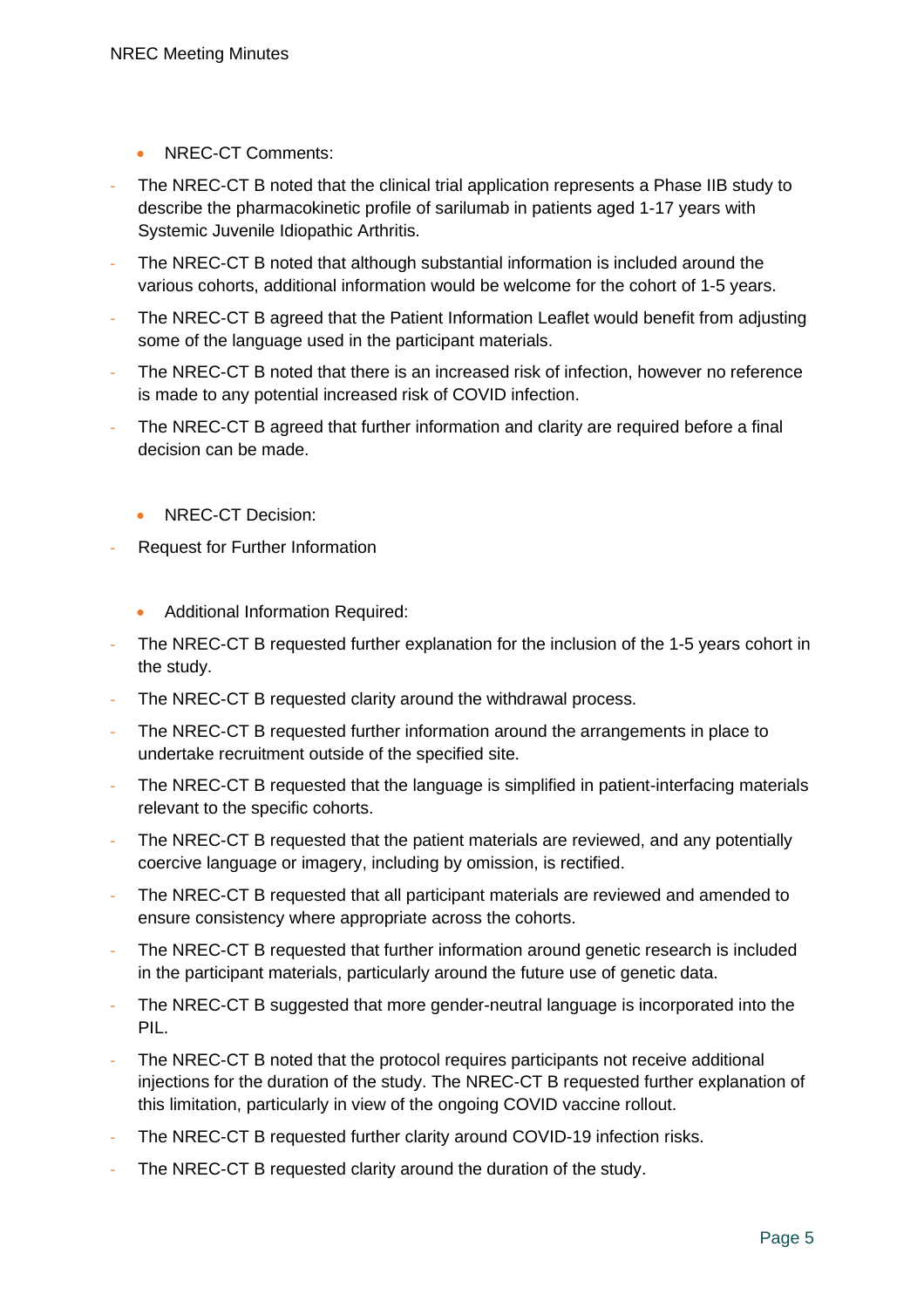- NREC-CT Comments:

- The NREC-CT B noted that the clinical trial application represents a Phase IIB study to describe the pharmacokinetic profile of sarilumab in patients aged 1-17 years with Systemic Juvenile Idiopathic Arthritis.
- The NREC-CT B noted that although substantial information is included around the various cohorts, additional information would be welcome for the cohort of 1-5 years.
- The NREC-CT B agreed that the Patient Information Leaflet would benefit from adjusting some of the language used in the participant materials.
- The NREC-CT B noted that there is an increased risk of infection, however no reference is made to any potential increased risk of COVID infection.
- The NREC-CT B agreed that further information and clarity are required before a final decision can be made.

- NREC-CT Decision:

- Request for Further Information

- Additional Information Required:

- The NREC-CT B requested further explanation for the inclusion of the 1-5 years cohort in the study.
- The NREC-CT B requested clarity around the withdrawal process.
- The NREC-CT B requested further information around the arrangements in place to undertake recruitment outside of the specified site.
- The NREC-CT B requested that the language is simplified in patient-interfacing materials relevant to the specific cohorts.
- The NREC-CT B requested that the patient materials are reviewed, and any potentially coercive language or imagery, including by omission, is rectified.
- The NREC-CT B requested that all participant materials are reviewed and amended to ensure consistency where appropriate across the cohorts.
- The NREC-CT B requested that further information around genetic research is included in the participant materials, particularly around the future use of genetic data.
- The NREC-CT B suggested that more gender-neutral language is incorporated into the PIL.
- The NREC-CT B noted that the protocol requires participants not receive additional injections for the duration of the study. The NREC-CT B requested further explanation of this limitation, particularly in view of the ongoing COVID vaccine rollout.
- The NREC-CT B requested further clarity around COVID-19 infection risks.
- The NREC-CT B requested clarity around the duration of the study.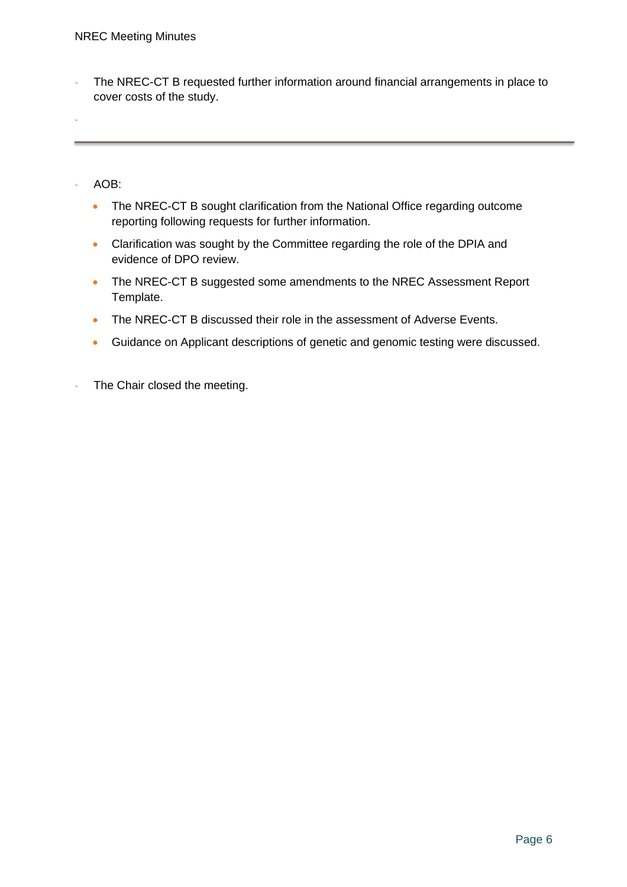- The NREC-CT B requested further information around financial arrangements in place to cover costs of the study.

---

- AOB:
  - The NREC-CT B sought clarification from the National Office regarding outcome reporting following requests for further information.
  - Clarification was sought by the Committee regarding the role of the DPIA and evidence of DPO review.
  - The NREC-CT B suggested some amendments to the NREC Assessment Report Template.
  - The NREC-CT B discussed their role in the assessment of Adverse Events.
  - Guidance on Applicant descriptions of genetic and genomic testing were discussed.

- The Chair closed the meeting.